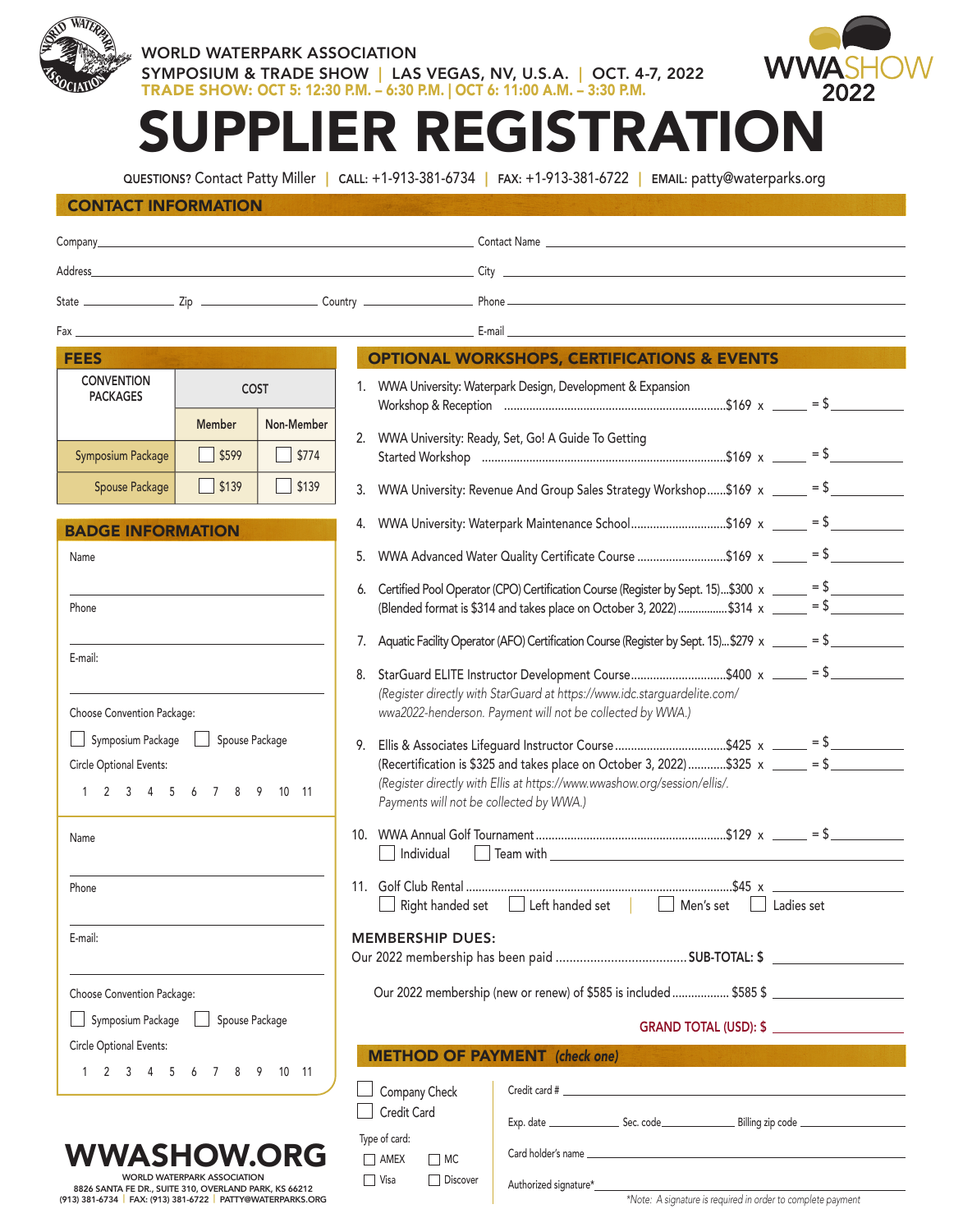WORLD WATERPARK ASSOCIATION

SYMPOSIUM & TRADE SHOW | LAS VEGAS, NV, U.S.A. | OCT. 4-7, 2022

TRADE SHOW: OCT 5: 12:30 P.M. – 6:30 P.M. | OCT 6: 11:00 A.M. – 3:30 P.M.

WWASHOW 2022

# SUPPLIER REGISTRATION

**QUESTIONS?** Contact Patty Miller | **CALL:** +1-913-381-6734 | **FAX:** +1-913-381-6722 | **EMAIL:** patty@waterparks.org

## CONTACT INFORMATION

Company ______________________ Contact Name ______________________

Address ______________________ City ______________________

State ________ Zip ________ Country ________ Phone ______________________

Fax ______________________ E-mail ______________________

## FEES

| CONVENTION PACKAGES | COST | |
|---|---|---|
| | Member | Non-Member |
| Symposium Package | ☐ $599 | ☐ $774 |
| Spouse Package | ☐ $139 | ☐ $139 |

## BADGE INFORMATION

Name ______________________

Phone ______________________

E-mail: ______________________

Choose Convention Package:

☐ Symposium Package ☐ Spouse Package

Circle Optional Events:

1 2 3 4 5 6 7 8 9 10 11

Name ______________________

Phone ______________________

E-mail: ______________________

Choose Convention Package:

☐ Symposium Package ☐ Spouse Package

Circle Optional Events:

1 2 3 4 5 6 7 8 9 10 11

## OPTIONAL WORKSHOPS, CERTIFICATIONS & EVENTS

1. WWA University: Waterpark Design, Development & Expansion Workshop & Reception ........ $169 x _____ = $ _______
2. WWA University: Ready, Set, Go! A Guide To Getting Started Workshop ........ $169 x _____ = $ _______
3. WWA University: Revenue And Group Sales Strategy Workshop...... $169 x _____ = $ _______
4. WWA University: Waterpark Maintenance School........ $169 x _____ = $ _______
5. WWA Advanced Water Quality Certificate Course ........ $169 x _____ = $ _______
6. Certified Pool Operator (CPO) Certification Course (Register by Sept. 15)...$300 x _____ = $ _______
   (Blended format is $314 and takes place on October 3, 2022)........ $314 x _____ = $ _______
7. Aquatic Facility Operator (AFO) Certification Course (Register by Sept. 15)...$279 x _____ = $ _______
8. StarGuard ELITE Instructor Development Course........ $400 x _____ = $ _______
   *(Register directly with StarGuard at https://www.idc.starguardelite.com/wwa2022-henderson. Payment will not be collected by WWA.)*
9. Ellis & Associates Lifeguard Instructor Course........ $425 x _____ = $ _______
   (Recertification is $325 and takes place on October 3, 2022)........ $325 x _____ = $ _______
   *(Register directly with Ellis at https://www.wwashow.org/session/ellis/. Payments will not be collected by WWA.)*
10. WWA Annual Golf Tournament........ $129 x _____ = $ _______
    ☐ Individual ☐ Team with ______________________
11. Golf Club Rental........ $45 x _______
    ☐ Right handed set ☐ Left handed set | ☐ Men's set ☐ Ladies set

### MEMBERSHIP DUES:

Our 2022 membership has been paid ........ SUB-TOTAL: $ _______

Our 2022 membership (new or renew) of $585 is included ........ $585 $ _______

**GRAND TOTAL (USD): $** _______

## METHOD OF PAYMENT *(check one)*

☐ Company Check

☐ Credit Card

Type of card:

☐ AMEX ☐ MC

☐ Visa ☐ Discover

Credit card # ______________________

Exp. date ________ Sec. code ________ Billing zip code ________

Card holder's name ______________________

Authorized signature* ______________________

*\*Note: A signature is required in order to complete payment*

**WWASHOW.ORG**

WORLD WATERPARK ASSOCIATION
8826 SANTA FE DR., SUITE 310, OVERLAND PARK, KS 66212
(913) 381-6734 | FAX: (913) 381-6722 | PATTY@WATERPARKS.ORG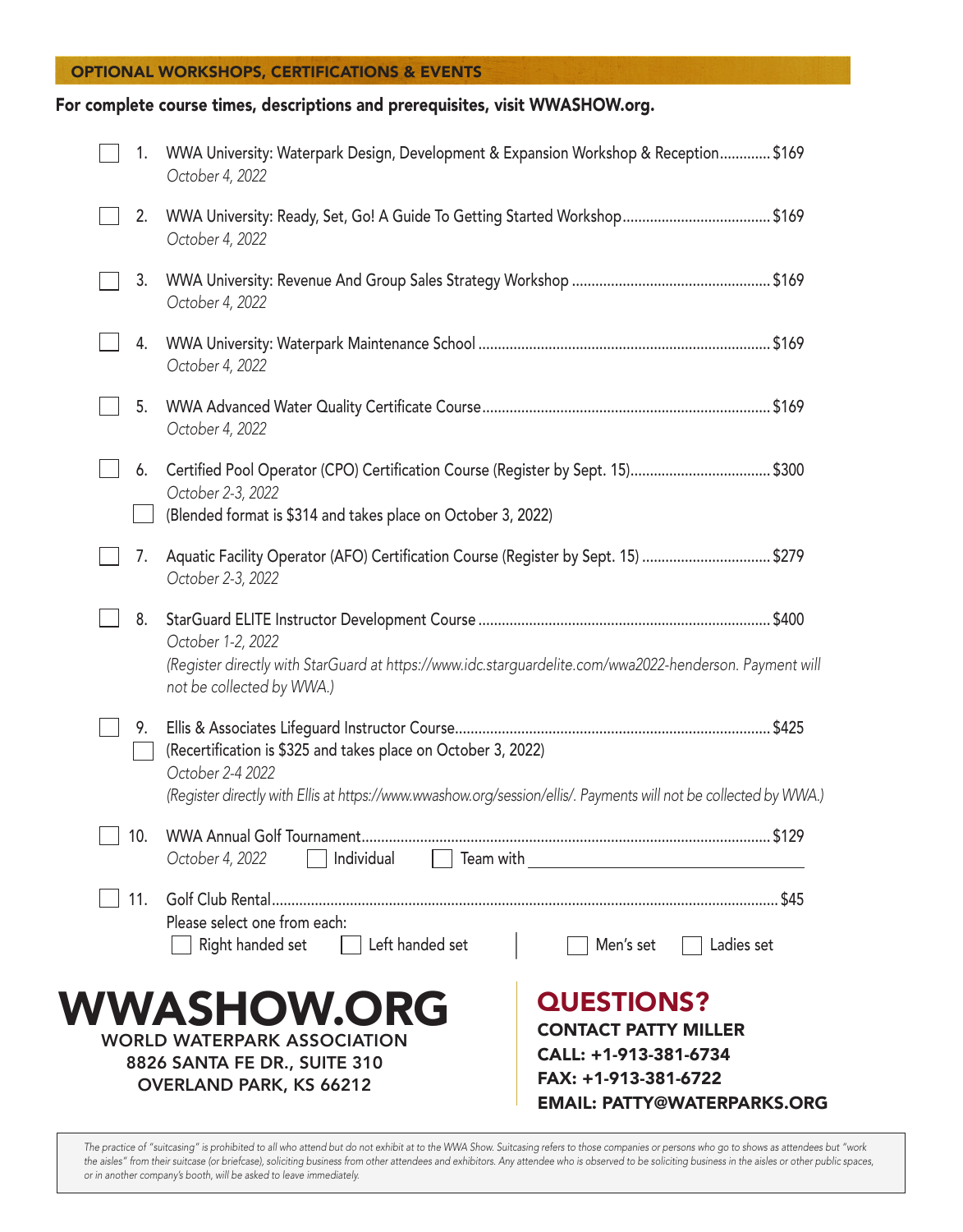## OPTIONAL WORKSHOPS, CERTIFICATIONS & EVENTS

**For complete course times, descriptions and prerequisites, visit WWASHOW.org.**

- [ ] 1. WWA University: Waterpark Design, Development & Expansion Workshop & Reception............. $169
  *October 4, 2022*

- [ ] 2. WWA University: Ready, Set, Go! A Guide To Getting Started Workshop...................................... $169
  *October 4, 2022*

- [ ] 3. WWA University: Revenue And Group Sales Strategy Workshop .................................................. $169
  *October 4, 2022*

- [ ] 4. WWA University: Waterpark Maintenance School ......................................................................... $169
  *October 4, 2022*

- [ ] 5. WWA Advanced Water Quality Certificate Course......................................................................... $169
  *October 4, 2022*

- [ ] 6. Certified Pool Operator (CPO) Certification Course (Register by Sept. 15).................................... $300
  *October 2-3, 2022*
  - [ ] (Blended format is $314 and takes place on October 3, 2022)

- [ ] 7. Aquatic Facility Operator (AFO) Certification Course (Register by Sept. 15) ................................. $279
  *October 2-3, 2022*

- [ ] 8. StarGuard ELITE Instructor Development Course .......................................................................... $400
  *October 1-2, 2022*
  *(Register directly with StarGuard at https://www.idc.starguardelite.com/wwa2022-henderson. Payment will not be collected by WWA.)*

- [ ] 9. Ellis & Associates Lifeguard Instructor Course................................................................................ $425
  - [ ] (Recertification is $325 and takes place on October 3, 2022)

  *October 2-4 2022*
  *(Register directly with Ellis at https://www.wwashow.org/session/ellis/. Payments will not be collected by WWA.)*

- [ ] 10. WWA Annual Golf Tournament........................................................................................................ $129
  *October 4, 2022* [ ] Individual [ ] Team with ______________________

- [ ] 11. Golf Club Rental................................................................................................................................. $45
  Please select one from each:
  [ ] Right handed set [ ] Left handed set | [ ] Men's set [ ] Ladies set

# WWASHOW.ORG

WORLD WATERPARK ASSOCIATION
8826 SANTA FE DR., SUITE 310
OVERLAND PARK, KS 66212

## QUESTIONS?

**CONTACT PATTY MILLER**
**CALL: +1-913-381-6734**
**FAX: +1-913-381-6722**
**EMAIL: PATTY@WATERPARKS.ORG**

*The practice of "suitcasing" is prohibited to all who attend but do not exhibit at to the WWA Show. Suitcasing refers to those companies or persons who go to shows as attendees but "work the aisles" from their suitcase (or briefcase), soliciting business from other attendees and exhibitors. Any attendee who is observed to be soliciting business in the aisles or other public spaces, or in another company's booth, will be asked to leave immediately.*